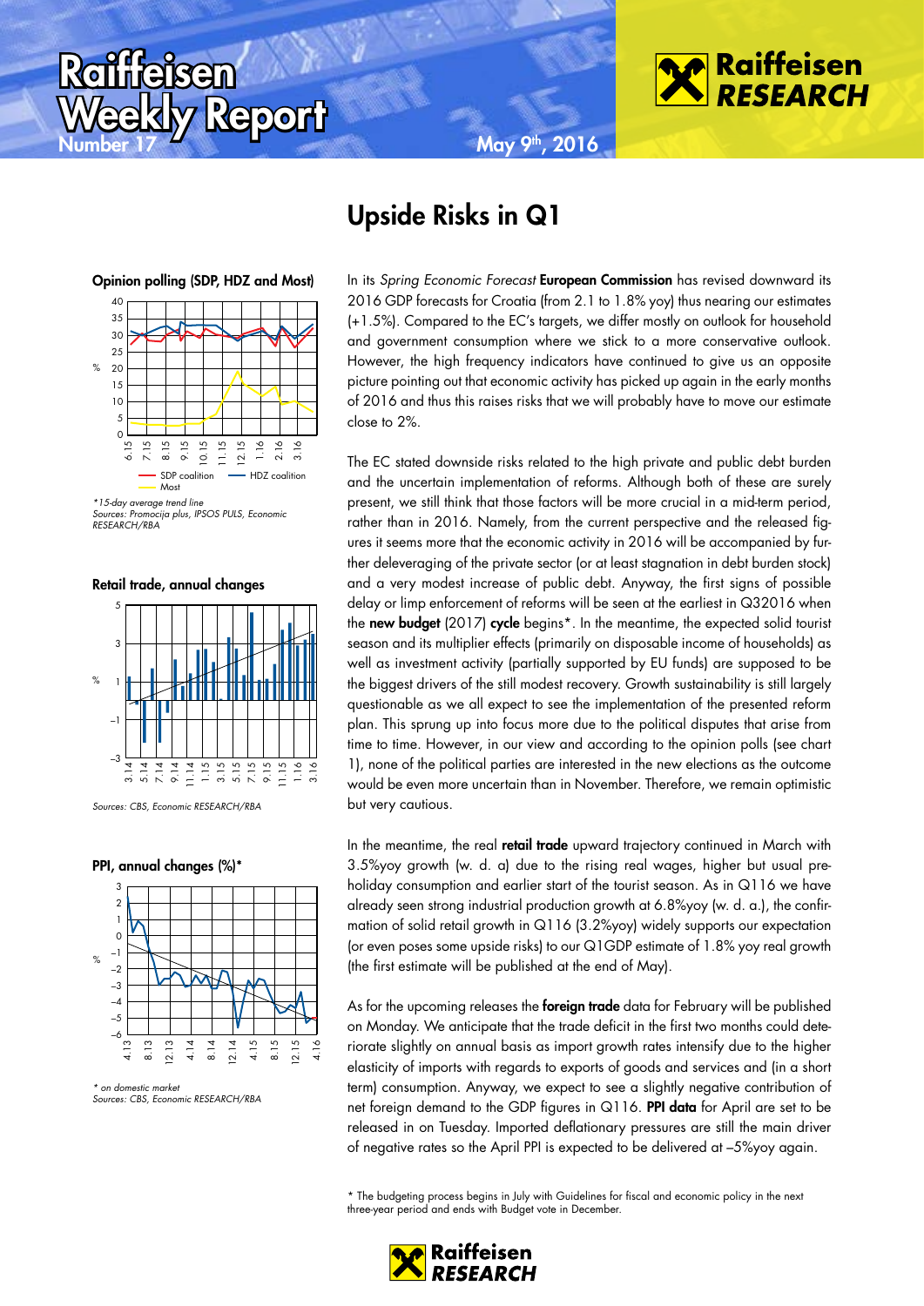# Raiffeisen Weekly Report

Number 17

May 9th, 2016

## Upside Risks in Q1

**Opinion polling (SDP, HDZ and Most)**

*15-day average trend line
Sources: Promocija plus, IPSOS PULS, Economic RESEARCH/RBA

**Retail trade, annual changes**

Sources: CBS, Economic RESEARCH/RBA

**PPI, annual changes (%)***

* on domestic market
Sources: CBS, Economic RESEARCH/RBA

In its *Spring Economic Forecast* **European Commission** has revised downward its 2016 GDP forecasts for Croatia (from 2.1 to 1.8% yoy) thus nearing our estimates (+1.5%). Compared to the EC's targets, we differ mostly on outlook for household and government consumption where we stick to a more conservative outlook. However, the high frequency indicators have continued to give us an opposite picture pointing out that economic activity has picked up again in the early months of 2016 and thus this raises risks that we will probably have to move our estimate close to 2%.

The EC stated downside risks related to the high private and public debt burden and the uncertain implementation of reforms. Although both of these are surely present, we still think that those factors will be more crucial in a mid-term period, rather than in 2016. Namely, from the current perspective and the released figures it seems more that the economic activity in 2016 will be accompanied by further deleveraging of the private sector (or at least stagnation in debt burden stock) and a very modest increase of public debt. Anyway, the first signs of possible delay or limp enforcement of reforms will be seen at the earliest in Q32016 when the **new budget** (2017) **cycle** begins*. In the meantime, the expected solid tourist season and its multiplier effects (primarily on disposable income of households) as well as investment activity (partially supported by EU funds) are supposed to be the biggest drivers of the still modest recovery. Growth sustainability is still largely questionable as we all expect to see the implementation of the presented reform plan. This sprung up into focus more due to the political disputes that arise from time to time. However, in our view and according to the opinion polls (see chart 1), none of the political parties are interested in the new elections as the outcome would be even more uncertain than in November. Therefore, we remain optimistic but very cautious.

In the meantime, the real **retail trade** upward trajectory continued in March with 3.5%yoy growth (w. d. a) due to the rising real wages, higher but usual pre-holiday consumption and earlier start of the tourist season. As in Q116 we have already seen strong industrial production growth at 6.8%yoy (w. d. a.), the confirmation of solid retail growth in Q116 (3.2%yoy) widely supports our expectation (or even poses some upside risks) to our Q1GDP estimate of 1.8% yoy real growth (the first estimate will be published at the end of May).

As for the upcoming releases the **foreign trade** data for February will be published on Monday. We anticipate that the trade deficit in the first two months could deteriorate slightly on annual basis as import growth rates intensify due to the higher elasticity of imports with regards to exports of goods and services and (in a short term) consumption. Anyway, we expect to see a slightly negative contribution of net foreign demand to the GDP figures in Q116. **PPI data** for April are set to be released in on Tuesday. Imported deflationary pressures are still the main driver of negative rates so the April PPI is expected to be delivered at –5%yoy again.

* The budgeting process begins in July with Guidelines for fiscal and economic policy in the next three-year period and ends with Budget vote in December.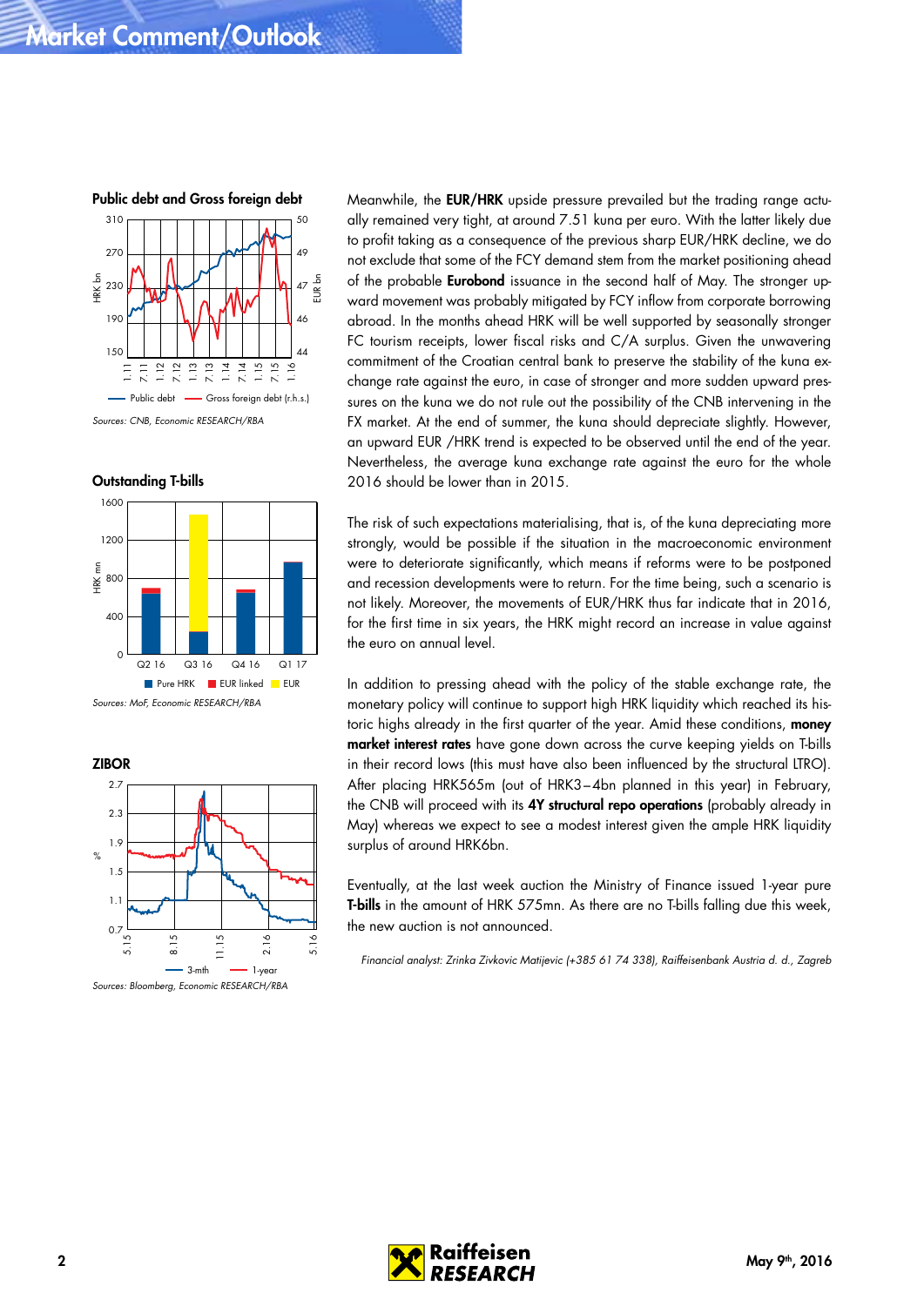**Public debt and Gross foreign debt**

Sources: CNB, Economic RESEARCH/RBA

**Outstanding T-bills**

Sources: MoF, Economic RESEARCH/RBA

**ZIBOR**

Sources: Bloomberg, Economic RESEARCH/RBA

Meanwhile, the **EUR/HRK** upside pressure prevailed but the trading range actually remained very tight, at around 7.51 kuna per euro. With the latter likely due to profit taking as a consequence of the previous sharp EUR/HRK decline, we do not exclude that some of the FCY demand stem from the market positioning ahead of the probable **Eurobond** issuance in the second half of May. The stronger upward movement was probably mitigated by FCY inflow from corporate borrowing abroad. In the months ahead HRK will be well supported by seasonally stronger FC tourism receipts, lower fiscal risks and C/A surplus. Given the unwavering commitment of the Croatian central bank to preserve the stability of the kuna exchange rate against the euro, in case of stronger and more sudden upward pressures on the kuna we do not rule out the possibility of the CNB intervening in the FX market. At the end of summer, the kuna should depreciate slightly. However, an upward EUR /HRK trend is expected to be observed until the end of the year. Nevertheless, the average kuna exchange rate against the euro for the whole 2016 should be lower than in 2015.

The risk of such expectations materialising, that is, of the kuna depreciating more strongly, would be possible if the situation in the macroeconomic environment were to deteriorate significantly, which means if reforms were to be postponed and recession developments were to return. For the time being, such a scenario is not likely. Moreover, the movements of EUR/HRK thus far indicate that in 2016, for the first time in six years, the HRK might record an increase in value against the euro on annual level.

In addition to pressing ahead with the policy of the stable exchange rate, the monetary policy will continue to support high HRK liquidity which reached its historic highs already in the first quarter of the year. Amid these conditions, **money market interest rates** have gone down across the curve keeping yields on T-bills in their record lows (this must have also been influenced by the structural LTRO). After placing HRK565m (out of HRK3–4bn planned in this year) in February, the CNB will proceed with its **4Y structural repo operations** (probably already in May) whereas we expect to see a modest interest given the ample HRK liquidity surplus of around HRK6bn.

Eventually, at the last week auction the Ministry of Finance issued 1-year pure **T-bills** in the amount of HRK 575mn. As there are no T-bills falling due this week, the new auction is not announced.

*Financial analyst: Zrinka Zivkovic Matijevic (+385 61 74 338), Raiffeisenbank Austria d. d., Zagreb*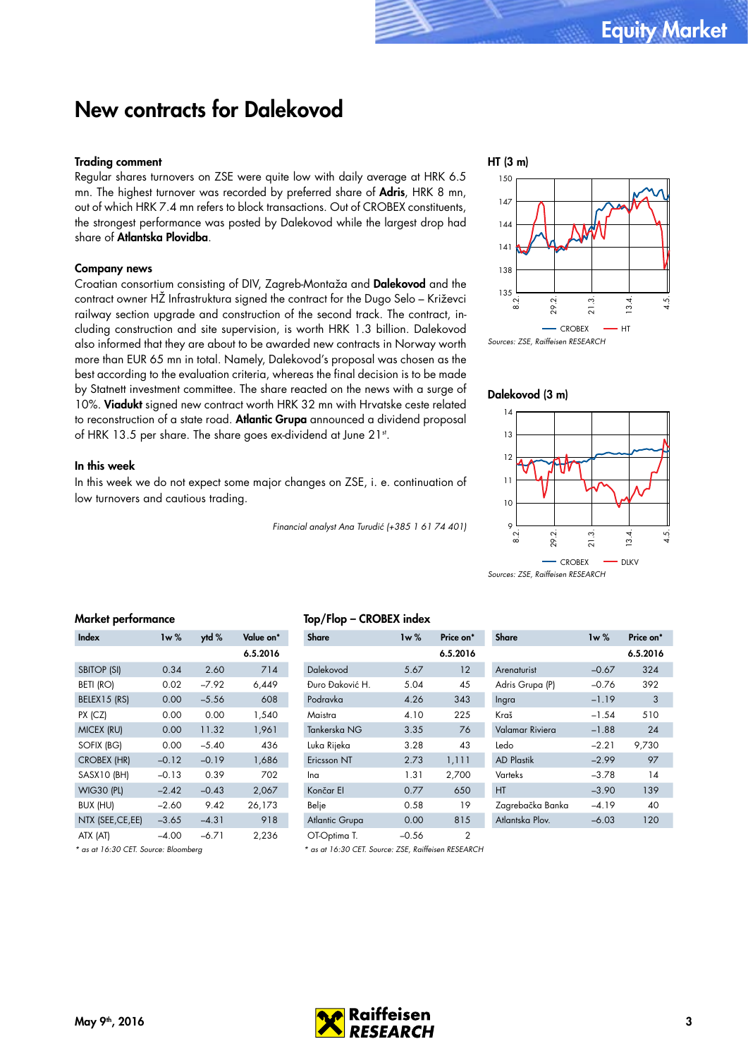# New contracts for Dalekovod

### Trading comment

Regular shares turnovers on ZSE were quite low with daily average at HRK 6.5 mn. The highest turnover was recorded by preferred share of **Adris**, HRK 8 mn, out of which HRK 7.4 mn refers to block transactions. Out of CROBEX constituents, the strongest performance was posted by Dalekovod while the largest drop had share of **Atlantska Plovidba**.

### Company news

Croatian consortium consisting of DIV, Zagreb-Montaža and **Dalekovod** and the contract owner HŽ Infrastruktura signed the contract for the Dugo Selo – Križevci railway section upgrade and construction of the second track. The contract, including construction and site supervision, is worth HRK 1.3 billion. Dalekovod also informed that they are about to be awarded new contracts in Norway worth more than EUR 65 mn in total. Namely, Dalekovod's proposal was chosen as the best according to the evaluation criteria, whereas the final decision is to be made by Statnett investment committee. The share reacted on the news with a surge of 10%. **Viadukt** signed new contract worth HRK 32 mn with Hrvatske ceste related to reconstruction of a state road. **Atlantic Grupa** announced a dividend proposal of HRK 13.5 per share. The share goes ex-dividend at June 21st.

### In this week

In this week we do not expect some major changes on ZSE, i. e. continuation of low turnovers and cautious trading.

*Financial analyst Ana Turudić (+385 1 61 74 401)*

**HT (3 m)**

Sources: ZSE, Raiffeisen RESEARCH

**Dalekovod (3 m)**

Sources: ZSE, Raiffeisen RESEARCH

### Market performance

| Index | 1w % | ytd % | Value on* 6.5.2016 |
|---|---|---|---|
| SBITOP (SI) | 0.34 | 2.60 | 714 |
| BETI (RO) | 0.02 | -7.92 | 6,449 |
| BELEX15 (RS) | 0.00 | -5.56 | 608 |
| PX (CZ) | 0.00 | 0.00 | 1,540 |
| MICEX (RU) | 0.00 | 11.32 | 1,961 |
| SOFIX (BG) | 0.00 | -5.40 | 436 |
| CROBEX (HR) | -0.12 | -0.19 | 1,686 |
| SASX10 (BH) | -0.13 | 0.39 | 702 |
| WIG30 (PL) | -2.42 | -0.43 | 2,067 |
| BUX (HU) | -2.60 | 9.42 | 26,173 |
| NTX (SEE,CE,EE) | -3.65 | -4.31 | 918 |
| ATX (AT) | -4.00 | -6.71 | 2,236 |

*\* as at 16:30 CET. Source: Bloomberg*

### Top/Flop – CROBEX index

| Share | 1w % | Price on* 6.5.2016 | Share | 1w % | Price on* 6.5.2016 |
|---|---|---|---|---|---|
| Dalekovod | 5.67 | 12 | Arenaturist | -0.67 | 324 |
| Đuro Đaković H. | 5.04 | 45 | Adris Grupa (P) | -0.76 | 392 |
| Podravka | 4.26 | 343 | Ingra | -1.19 | 3 |
| Maistra | 4.10 | 225 | Kraš | -1.54 | 510 |
| Tankerska NG | 3.35 | 76 | Valamar Riviera | -1.88 | 24 |
| Luka Rijeka | 3.28 | 43 | Ledo | -2.21 | 9,730 |
| Ericsson NT | 2.73 | 1,111 | AD Plastik | -2.99 | 97 |
| Ina | 1.31 | 2,700 | Varteks | -3.78 | 14 |
| Končar El | 0.77 | 650 | HT | -3.90 | 139 |
| Belje | 0.58 | 19 | Zagrebačka Banka | -4.19 | 40 |
| Atlantic Grupa | 0.00 | 815 | Atlantska Plov. | -6.03 | 120 |
| OT-Optima T. | -0.56 | 2 | | | |

*\* as at 16:30 CET. Source: ZSE, Raiffeisen RESEARCH*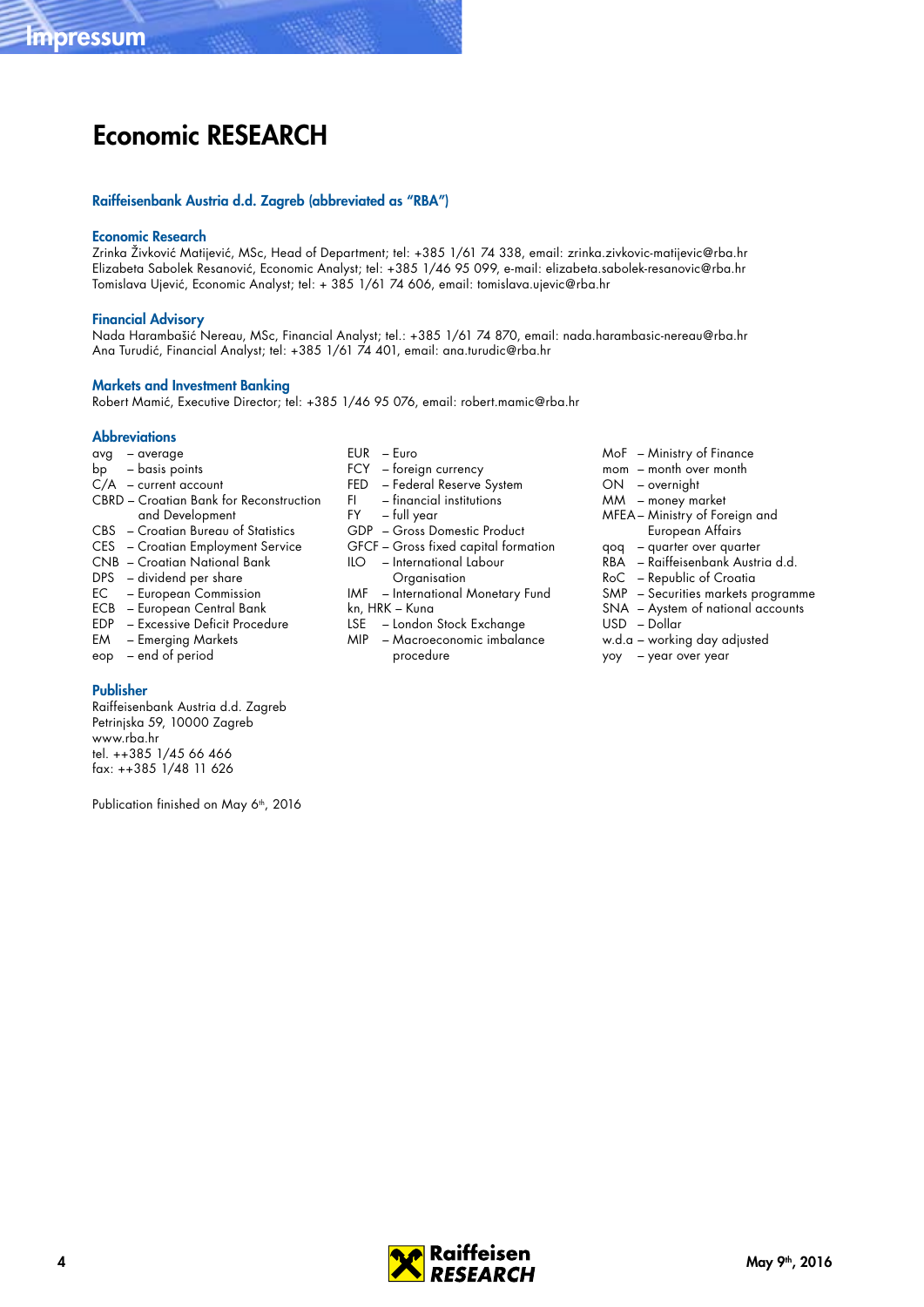# Impressum

## Economic RESEARCH

### Raiffeisenbank Austria d.d. Zagreb (abbreviated as "RBA")

### Economic Research

Zrinka Živković Matijević, MSc, Head of Department; tel: +385 1/61 74 338, email: zrinka.zivkovic-matijevic@rba.hr
Elizabeta Sabolek Resanović, Economic Analyst; tel: +385 1/46 95 099, e-mail: elizabeta.sabolek-resanovic@rba.hr
Tomislava Ujević, Economic Analyst; tel: + 385 1/61 74 606, email: tomislava.ujevic@rba.hr

### Financial Advisory

Nada Harambašić Nereau, MSc, Financial Analyst; tel.: +385 1/61 74 870, email: nada.harambasic-nereau@rba.hr
Ana Turudić, Financial Analyst; tel: +385 1/61 74 401, email: ana.turudic@rba.hr

### Markets and Investment Banking

Robert Mamić, Executive Director; tel: +385 1/46 95 076, email: robert.mamic@rba.hr

### Abbreviations

avg – average
bp – basis points
C/A – current account
CBRD – Croatian Bank for Reconstruction and Development
CBS – Croatian Bureau of Statistics
CES – Croatian Employment Service
CNB – Croatian National Bank
DPS – dividend per share
EC – European Commission
ECB – European Central Bank
EDP – Excessive Deficit Procedure
EM – Emerging Markets
eop – end of period
EUR – Euro
FCY – foreign currency
FED – Federal Reserve System
FI – financial institutions
FY – full year
GDP – Gross Domestic Product
GFCF – Gross fixed capital formation
ILO – International Labour Organisation
IMF – International Monetary Fund
kn, HRK – Kuna
LSE – London Stock Exchange
MIP – Macroeconomic imbalance procedure
MoF – Ministry of Finance
mom – month over month
ON – overnight
MM – money market
MFEA – Ministry of Foreign and European Affairs
qoq – quarter over quarter
RBA – Raiffeisenbank Austria d.d.
RoC – Republic of Croatia
SMP – Securities markets programme
SNA – Aystem of national accounts
USD – Dollar
w.d.a – working day adjusted
yoy – year over year

### Publisher

Raiffeisenbank Austria d.d. Zagreb
Petrinjska 59, 10000 Zagreb
www.rba.hr
tel. ++385 1/45 66 466
fax: ++385 1/48 11 626

Publication finished on May 6th, 2016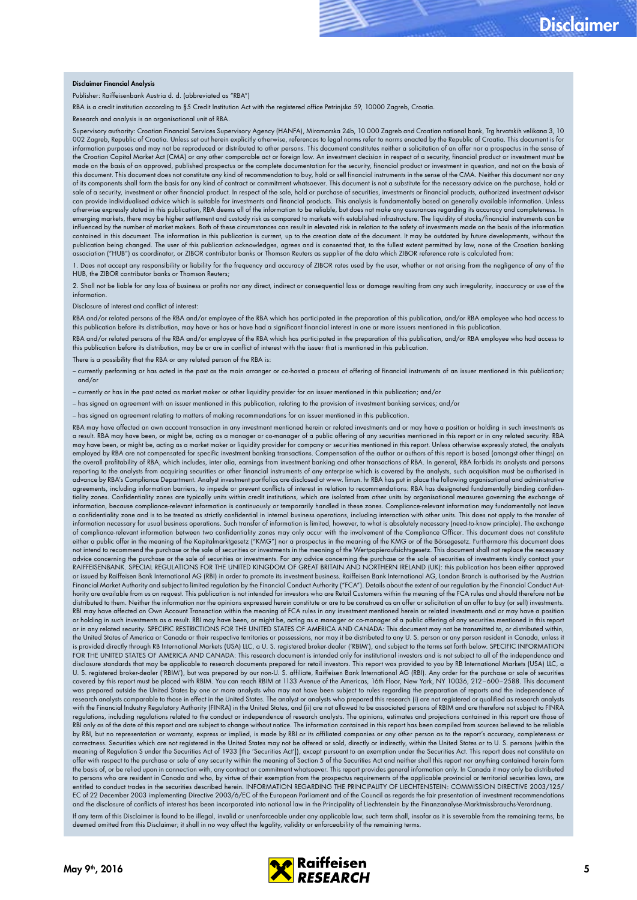# Disclaimer

**Disclaimer Financial Analysis**

Publisher: Raiffeisenbank Austria d. d. (abbreviated as "RBA")

RBA is a credit institution according to §5 Credit Institution Act with the registered office Petrinjska 59, 10000 Zagreb, Croatia.

Research and analysis is an organisational unit of RBA.

Supervisory authority: Croatian Financial Services Supervisory Agency (HANFA), Miramarska 24b, 10 000 Zagreb and Croatian national bank, Trg hrvatskih velikana 3, 10 002 Zagreb, Republic of Croatia. Unless set out herein explicitly otherwise, references to legal norms refer to norms enacted by the Republic of Croatia. This document is for information purposes and may not be reproduced or distributed to other persons. This document constitutes neither a solicitation of an offer nor a prospectus in the sense of the Croatian Capital Market Act (CMA) or any other comparable act or foreign law. An investment decision in respect of a security, financial product or investment must be made on the basis of an approved, published prospectus or the complete documentation for the security, financial product or investment in question, and not on the basis of this document. This document does not constitute any kind of recommendation to buy, hold or sell financial instruments in the sense of the CMA. Neither this document nor any of its components shall form the basis for any kind of contract or commitment whatsoever. This document is not a substitute for the necessary advice on the purchase, hold or sale of a security, investment or other financial product. In respect of the sale, hold or purchase of securities, investments or financial products, authorized investment advisor can provide individualised advice which is suitable for investments and financial products. This analysis is fundamentally based on generally available information. Unless otherwise expressly stated in this publication, RBA deems all of the information to be reliable, but does not make any assurances regarding its accuracy and completeness. In emerging markets, there may be higher settlement and custody risk as compared to markets with established infrastructure. The liquidity of stocks/financial instruments can be influenced by the number of market makers. Both of these circumstances can result in elevated risk in relation to the safety of investments made on the basis of the information contained in this document. The information in this publication is current, up to the creation date of the document. It may be outdated by future developments, without the publication being changed. The user of this publication acknowledges, agrees and is consented that, to the fullest extent permitted by law, none of the Croatian banking association ("HUB") as coordinator, or ZIBOR contributor banks or Thomson Reuters as supplier of the data which ZIBOR reference rate is calculated from:

1. Does not accept any responsibility or liability for the frequency and accuracy of ZIBOR rates used by the user, whether or not arising from the negligence of any of the HUB, the ZIBOR contributor banks or Thomson Reuters;

2. Shall not be liable for any loss of business or profits nor any direct, indirect or consequential loss or damage resulting from any such irregularity, inaccuracy or use of the information.

Disclosure of interest and conflict of interest:

RBA and/or related persons of the RBA and/or employee of the RBA which has participated in the preparation of this publication, and/or RBA employee who had access to this publication before its distribution, may have or has or have had a significant financial interest in one or more issuers mentioned in this publication.

RBA and/or related persons of the RBA and/or employee of the RBA which has participated in the preparation of this publication, and/or RBA employee who had access to this publication before its distribution, may be or are in conflict of interest with the issuer that is mentioned in this publication.

There is a possibility that the RBA or any related person of the RBA is:

– currently performing or has acted in the past as the main arranger or co-hosted a process of offering of financial instruments of an issuer mentioned in this publication; and/or

– currently or has in the past acted as market maker or other liquidity provider for an issuer mentioned in this publication; and/or

– has signed an agreement with an issuer mentioned in this publication, relating to the provision of investment banking services; and/or

– has signed an agreement relating to matters of making recommendations for an issuer mentioned in this publication.

RBA may have affected an own account transaction in any investment mentioned herein or related investments and or may have a position or holding in such investments as a result. RBA may have been, or might be, acting as a manager or co-manager of a public offering of any securities mentioned in this report or in any related security. RBA may have been, or might be, acting as a market maker or liquidity provider for company or securities mentioned in this report. Unless otherwise expressly stated, the analysts employed by RBA are not compensated for specific investment banking transactions. Compensation of the author or authors of this report is based (amongst other things) on the overall profitability of RBA, which includes, inter alia, earnings from investment banking and other transactions of RBA. In general, RBA forbids its analysts and persons reporting to the analysts from acquiring securities or other financial instruments of any enterprise which is covered by the analysts, such acquisition must be authorised in advance by RBA's Compliance Department. Analyst investment portfolios are disclosed at www. limun. hr RBA has put in place the following organisational and administrative agreements, including information barriers, to impede or prevent conflicts of interest in relation to recommendations: RBA has designated fundamentally binding confidentiality zones. Confidentiality zones are typically units within credit institutions, which are isolated from other units by organisational measures governing the exchange of information, because compliance-relevant information is continuously or temporarily handled in these zones. Compliance-relevant information may fundamentally not leave a confidentiality zone and is to be treated as strictly confidential in internal business operations, including interaction with other units. This does not apply to the transfer of information necessary for usual business operations. Such transfer of information is limited, however, to what is absolutely necessary (need-to-know principle). The exchange of compliance-relevant information between two confidentiality zones may only occur with the involvement of the Compliance Officer. This document does not constitute either a public offer in the meaning of the Kapitalmarktgesetz ("KMG") nor a prospectus in the meaning of the KMG or of the Börsegesetz. Furthermore this document does not intend to recommend the purchase or the sale of securities or investments in the meaning of the Wertpapieraufsichtsgesetz. This document shall not replace the necessary advice concerning the purchase or the sale of securities or investments. For any advice concerning the purchase or the sale of securities of investments kindly contact your RAIFFEISENBANK. SPECIAL REGULATIONS FOR THE UNITED KINGDOM OF GREAT BRITAIN AND NORTHERN IRELAND (UK): this publication has been either approved or issued by Raiffeisen Bank International AG (RBI) in order to promote its investment business. Raiffeisen Bank International AG, London Branch is authorised by the Austrian Financial Market Authority and subject to limited regulation by the Financial Conduct Authority ("FCA"). Details about the extent of our regulation by the Financial Conduct Authority are available from us on request. This publication is not intended for investors who are Retail Customers within the meaning of the FCA rules and should therefore not be distributed to them. Neither the information nor the opinions expressed herein constitute or are to be construed as an offer or solicitation of an offer to buy (or sell) investments. RBI may have affected an Own Account Transaction within the meaning of FCA rules in any investment mentioned herein or related investments and or may have a position or holding in such investments as a result. RBI may have been, or might be, acting as a manager or co-manager of a public offering of any securities mentioned in this report or in any related security. SPECIFIC RESTRICTIONS FOR THE UNITED STATES OF AMERICA AND CANADA: This document may not be transmitted to, or distributed within, the United States of America or Canada or their respective territories or possessions, nor may it be distributed to any U. S. person or any person resident in Canada, unless it is provided directly through RB International Markets (USA) LLC, a U. S. registered broker-dealer ('RBIM'), and subject to the terms set forth below. SPECIFIC INFORMATION FOR THE UNITED STATES OF AMERICA AND CANADA: This research document is intended only for institutional investors and is not subject to all of the independence and disclosure standards that may be applicable to research documents prepared for retail investors. This report was provided to you by RB International Markets (USA) LLC, a U. S. registered broker-dealer ('RBIM'), but was prepared by our non-U. S. affiliate, Raiffeisen Bank International AG (RBI). Any order for the purchase or sale of securities covered by this report must be placed with RBIM. You can reach RBIM at 1133 Avenue of the Americas, 16th Floor, New York, NY 10036, 212–600–2588. This document was prepared outside the United States by one or more analysts who may not have been subject to rules regarding the preparation of reports and the independence of research analysts comparable to those in effect in the United States. The analyst or analysts who prepared this research (i) are not registered or qualified as research analysts with the Financial Industry Regulatory Authority (FINRA) in the United States, and (ii) are not allowed to be associated persons of RBIM and are therefore not subject to FINRA regulations, including regulations related to the conduct or independence of research analysts. The opinions, estimates and projections contained in this report are those of RBI only as of the date of this report and are subject to change without notice. The information contained in this report has been compiled from sources believed to be reliable by RBI, but no representation or warranty, express or implied, is made by RBI or its affiliated companies or any other person as to the report's accuracy, completeness or correctness. Securities which are not registered in the United States may not be offered or sold, directly or indirectly, within the United States or to U. S. persons (within the meaning of Regulation S under the Securities Act of 1933 [the 'Securities Act']), except pursuant to an exemption under the Securities Act. This report does not constitute an offer with respect to the purchase or sale of any security within the meaning of Section 5 of the Securities Act and neither shall this report nor anything contained herein form the basis of, or be relied upon in connection with, any contract or commitment whatsoever. This report provides general information only. In Canada it may only be distributed to persons who are resident in Canada and who, by virtue of their exemption from the prospectus requirements of the applicable provincial or territorial securities laws, are entitled to conduct trades in the securities described herein. INFORMATION REGARDING THE PRINCIPALITY OF LIECHTENSTEIN: COMMISSION DIRECTIVE 2003/125/EC of 22 December 2003 implementing Directive 2003/6/EC of the European Parliament and of the Council as regards the fair presentation of investment recommendations and the disclosure of conflicts of interest has been incorporated into national law in the Principality of Liechtenstein by the Finanzanalyse-Marktmissbrauchs-Verordnung.

If any term of this Disclaimer is found to be illegal, invalid or unenforceable under any applicable law, such term shall, insofar as it is severable from the remaining terms, be deemed omitted from this Disclaimer; it shall in no way affect the legality, validity or enforceability of the remaining terms.